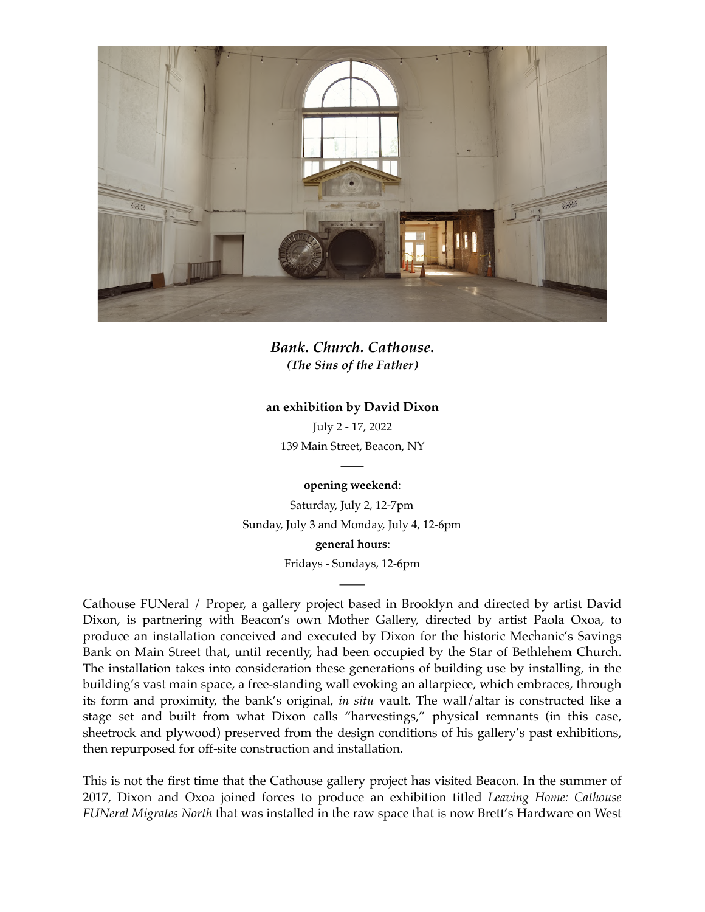***Bank. Church. Cathouse.***
***(The Sins of the Father)***

**an exhibition by David Dixon**

July 2 - 17, 2022

139 Main Street, Beacon, NY

——

**opening weekend**:

Saturday, July 2, 12-7pm

Sunday, July 3 and Monday, July 4, 12-6pm

**general hours**:

Fridays - Sundays, 12-6pm

——

Cathouse FUNeral / Proper, a gallery project based in Brooklyn and directed by artist David Dixon, is partnering with Beacon's own Mother Gallery, directed by artist Paola Oxoa, to produce an installation conceived and executed by Dixon for the historic Mechanic's Savings Bank on Main Street that, until recently, had been occupied by the Star of Bethlehem Church. The installation takes into consideration these generations of building use by installing, in the building's vast main space, a free-standing wall evoking an altarpiece, which embraces, through its form and proximity, the bank's original, *in situ* vault. The wall/altar is constructed like a stage set and built from what Dixon calls "harvestings," physical remnants (in this case, sheetrock and plywood) preserved from the design conditions of his gallery's past exhibitions, then repurposed for off-site construction and installation.

This is not the first time that the Cathouse gallery project has visited Beacon. In the summer of 2017, Dixon and Oxoa joined forces to produce an exhibition titled *Leaving Home: Cathouse FUNeral Migrates North* that was installed in the raw space that is now Brett's Hardware on West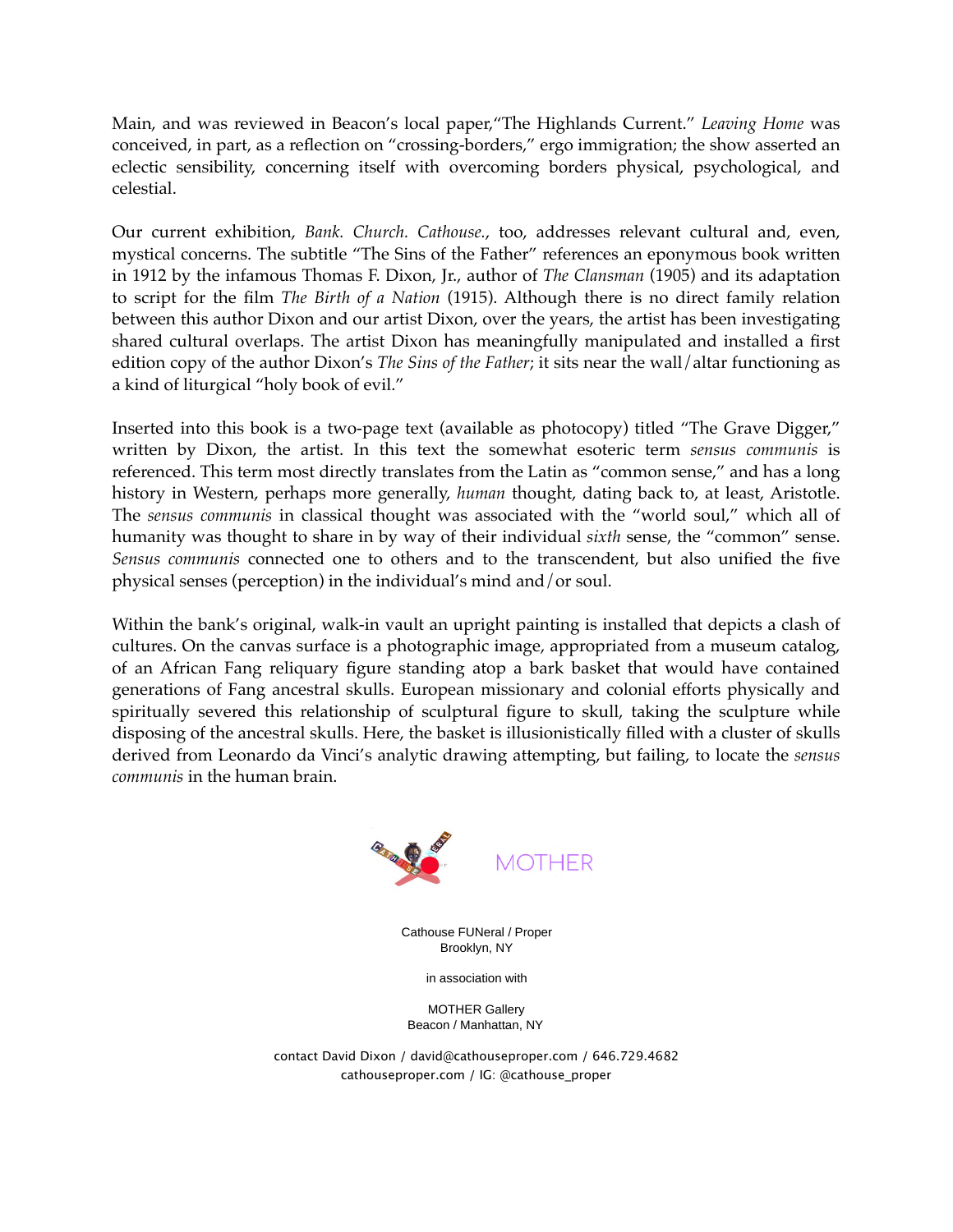Main, and was reviewed in Beacon's local paper,"The Highlands Current." *Leaving Home* was conceived, in part, as a reflection on "crossing-borders," ergo immigration; the show asserted an eclectic sensibility, concerning itself with overcoming borders physical, psychological, and celestial.

Our current exhibition, *Bank. Church. Cathouse.*, too, addresses relevant cultural and, even, mystical concerns. The subtitle "The Sins of the Father" references an eponymous book written in 1912 by the infamous Thomas F. Dixon, Jr., author of *The Clansman* (1905) and its adaptation to script for the film *The Birth of a Nation* (1915). Although there is no direct family relation between this author Dixon and our artist Dixon, over the years, the artist has been investigating shared cultural overlaps. The artist Dixon has meaningfully manipulated and installed a first edition copy of the author Dixon's *The Sins of the Father*; it sits near the wall/altar functioning as a kind of liturgical "holy book of evil."

Inserted into this book is a two-page text (available as photocopy) titled "The Grave Digger," written by Dixon, the artist. In this text the somewhat esoteric term *sensus communis* is referenced. This term most directly translates from the Latin as "common sense," and has a long history in Western, perhaps more generally, *human* thought, dating back to, at least, Aristotle. The *sensus communis* in classical thought was associated with the "world soul," which all of humanity was thought to share in by way of their individual *sixth* sense, the "common" sense. *Sensus communis* connected one to others and to the transcendent, but also unified the five physical senses (perception) in the individual's mind and/or soul.

Within the bank's original, walk-in vault an upright painting is installed that depicts a clash of cultures. On the canvas surface is a photographic image, appropriated from a museum catalog, of an African Fang reliquary figure standing atop a bark basket that would have contained generations of Fang ancestral skulls. European missionary and colonial efforts physically and spiritually severed this relationship of sculptural figure to skull, taking the sculpture while disposing of the ancestral skulls. Here, the basket is illusionistically filled with a cluster of skulls derived from Leonardo da Vinci's analytic drawing attempting, but failing, to locate the *sensus communis* in the human brain.

MOTHER

Cathouse FUNeral / Proper
Brooklyn, NY

in association with

MOTHER Gallery
Beacon / Manhattan, NY

contact David Dixon / david@cathouseproper.com / 646.729.4682
cathouseproper.com / IG: @cathouse_proper